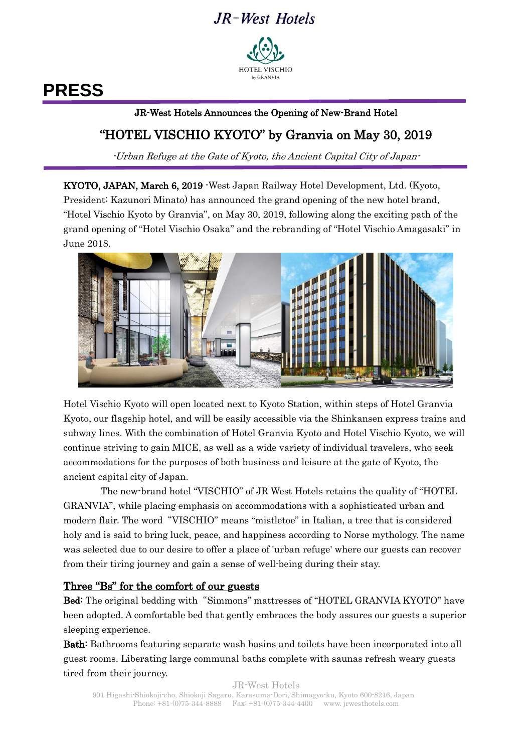JR-West Hotels

HOTEL VISCHIO by GRANVIA

# PRESS

## JR-West Hotels Announces the Opening of New-Brand Hotel

## "HOTEL VISCHIO KYOTO" by Granvia on May 30, 2019

*-Urban Refuge at the Gate of Kyoto, the Ancient Capital City of Japan-*

**KYOTO, JAPAN, March 6, 2019** -West Japan Railway Hotel Development, Ltd. (Kyoto, President: Kazunori Minato) has announced the grand opening of the new hotel brand, "Hotel Vischio Kyoto by Granvia", on May 30, 2019, following along the exciting path of the grand opening of "Hotel Vischio Osaka" and the rebranding of "Hotel Vischio Amagasaki" in June 2018.

Hotel Vischio Kyoto will open located next to Kyoto Station, within steps of Hotel Granvia Kyoto, our flagship hotel, and will be easily accessible via the Shinkansen express trains and subway lines. With the combination of Hotel Granvia Kyoto and Hotel Vischio Kyoto, we will continue striving to gain MICE, as well as a wide variety of individual travelers, who seek accommodations for the purposes of both business and leisure at the gate of Kyoto, the ancient capital city of Japan.

The new-brand hotel "VISCHIO" of JR West Hotels retains the quality of "HOTEL GRANVIA", while placing emphasis on accommodations with a sophisticated urban and modern flair. The word "VISCHIO" means "mistletoe" in Italian, a tree that is considered holy and is said to bring luck, peace, and happiness according to Norse mythology. The name was selected due to our desire to offer a place of 'urban refuge' where our guests can recover from their tiring journey and gain a sense of well-being during their stay.

### Three "Bs" for the comfort of our guests

**Bed:** The original bedding with "Simmons" mattresses of "HOTEL GRANVIA KYOTO" have been adopted. A comfortable bed that gently embraces the body assures our guests a superior sleeping experience.

**Bath:** Bathrooms featuring separate wash basins and toilets have been incorporated into all guest rooms. Liberating large communal baths complete with saunas refresh weary guests tired from their journey.

JR-West Hotels
901 Higashi-Shiokoji-cho, Shiokoji Sagaru, Karasuma-Dori, Shimogyo-ku, Kyoto 600-8216, Japan
Phone: +81-(0)75-344-8888 Fax: +81-(0)75-344-4400 www. jrwesthotels.com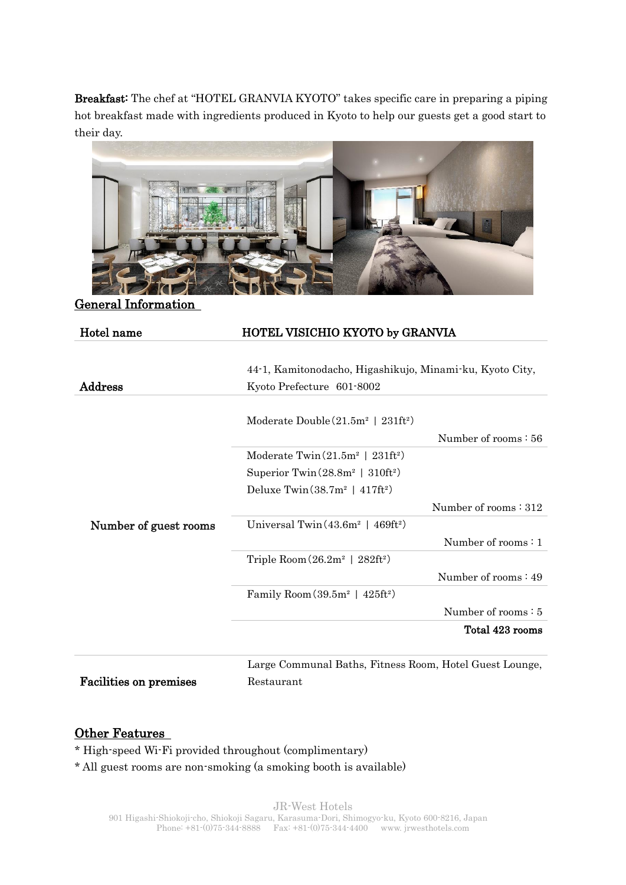**Breakfast:** The chef at "HOTEL GRANVIA KYOTO" takes specific care in preparing a piping hot breakfast made with ingredients produced in Kyoto to help our guests get a good start to their day.

## General Information

| Hotel name | HOTEL VISICHIO KYOTO by GRANVIA |
|---|---|
| Address | 44-1, Kamitonodacho, Higashikujo, Minami-ku, Kyoto City, Kyoto Prefecture 601-8002 |
| Number of guest rooms | Moderate Double (21.5m² \| 231ft²) — Number of rooms：56 |
| | Moderate Twin (21.5m² \| 231ft²)<br>Superior Twin (28.8m² \| 310ft²)<br>Deluxe Twin (38.7m² \| 417ft²) — Number of rooms：312 |
| | Universal Twin (43.6m² \| 469ft²) — Number of rooms：1 |
| | Triple Room (26.2m² \| 282ft²) — Number of rooms：49 |
| | Family Room (39.5m² \| 425ft²) — Number of rooms：5 |
| | **Total 423 rooms** |
| Facilities on premises | Large Communal Baths, Fitness Room, Hotel Guest Lounge, Restaurant |

## Other Features

* High-speed Wi-Fi provided throughout (complimentary)
* All guest rooms are non-smoking (a smoking booth is available)

JR-West Hotels
901 Higashi-Shiokoji-cho, Shiokoji Sagaru, Karasuma-Dori, Shimogyo-ku, Kyoto 600-8216, Japan
Phone: +81-(0)75-344-8888 Fax: +81-(0)75-344-4400 www. jrwesthotels.com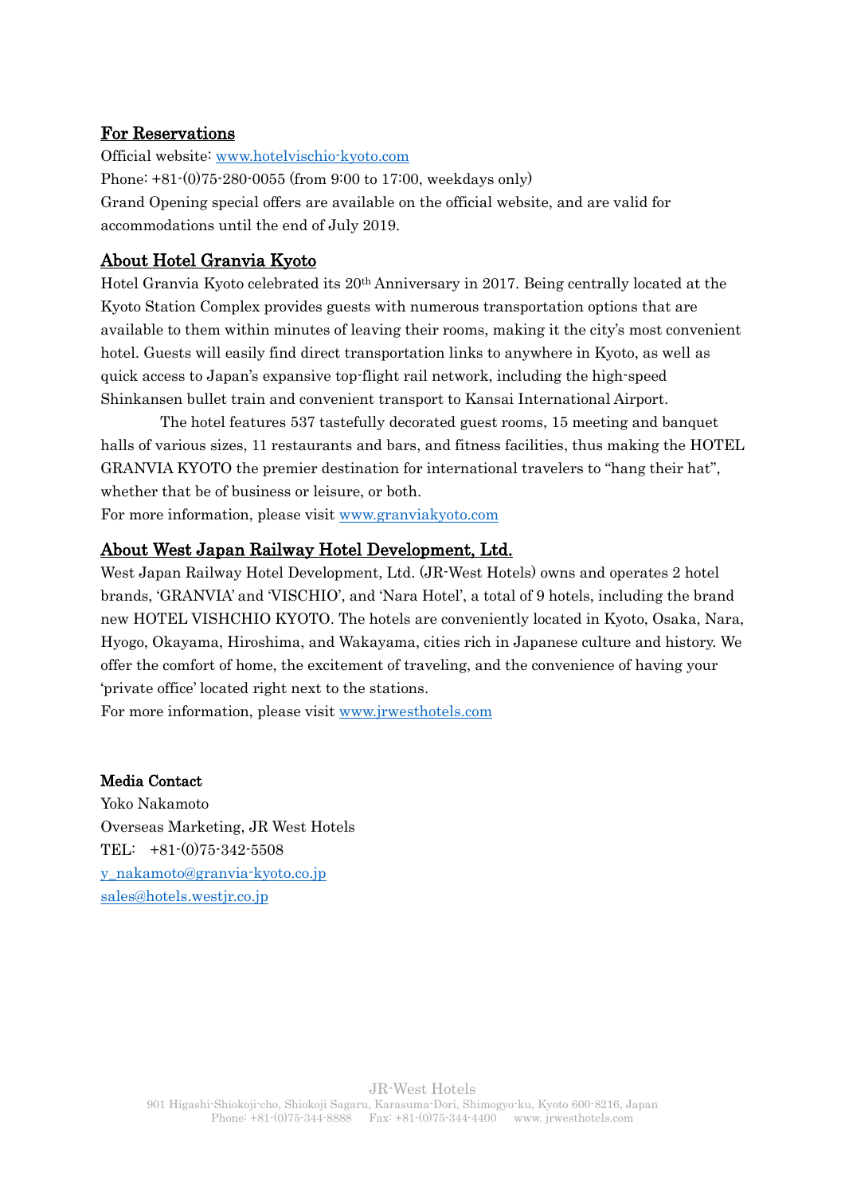## For Reservations

Official website: www.hotelvischio-kyoto.com
Phone: +81-(0)75-280-0055 (from 9:00 to 17:00, weekdays only)
Grand Opening special offers are available on the official website, and are valid for accommodations until the end of July 2019.

## About Hotel Granvia Kyoto

Hotel Granvia Kyoto celebrated its 20th Anniversary in 2017. Being centrally located at the Kyoto Station Complex provides guests with numerous transportation options that are available to them within minutes of leaving their rooms, making it the city's most convenient hotel. Guests will easily find direct transportation links to anywhere in Kyoto, as well as quick access to Japan's expansive top-flight rail network, including the high-speed Shinkansen bullet train and convenient transport to Kansai International Airport.

The hotel features 537 tastefully decorated guest rooms, 15 meeting and banquet halls of various sizes, 11 restaurants and bars, and fitness facilities, thus making the HOTEL GRANVIA KYOTO the premier destination for international travelers to "hang their hat", whether that be of business or leisure, or both.

For more information, please visit www.granviakyoto.com

## About West Japan Railway Hotel Development, Ltd.

West Japan Railway Hotel Development, Ltd. (JR-West Hotels) owns and operates 2 hotel brands, 'GRANVIA' and 'VISCHIO', and 'Nara Hotel', a total of 9 hotels, including the brand new HOTEL VISHCHIO KYOTO. The hotels are conveniently located in Kyoto, Osaka, Nara, Hyogo, Okayama, Hiroshima, and Wakayama, cities rich in Japanese culture and history. We offer the comfort of home, the excitement of traveling, and the convenience of having your 'private office' located right next to the stations.

For more information, please visit www.jrwesthotels.com

**Media Contact**

Yoko Nakamoto
Overseas Marketing, JR West Hotels
TEL: +81-(0)75-342-5508
y_nakamoto@granvia-kyoto.co.jp
sales@hotels.westjr.co.jp

JR-West Hotels
901 Higashi-Shiokoji-cho, Shiokoji Sagaru, Karasuma-Dori, Shimogyo-ku, Kyoto 600-8216, Japan
Phone: +81-(0)75-344-8888 Fax: +81-(0)75-344-4400 www. jrwesthotels.com